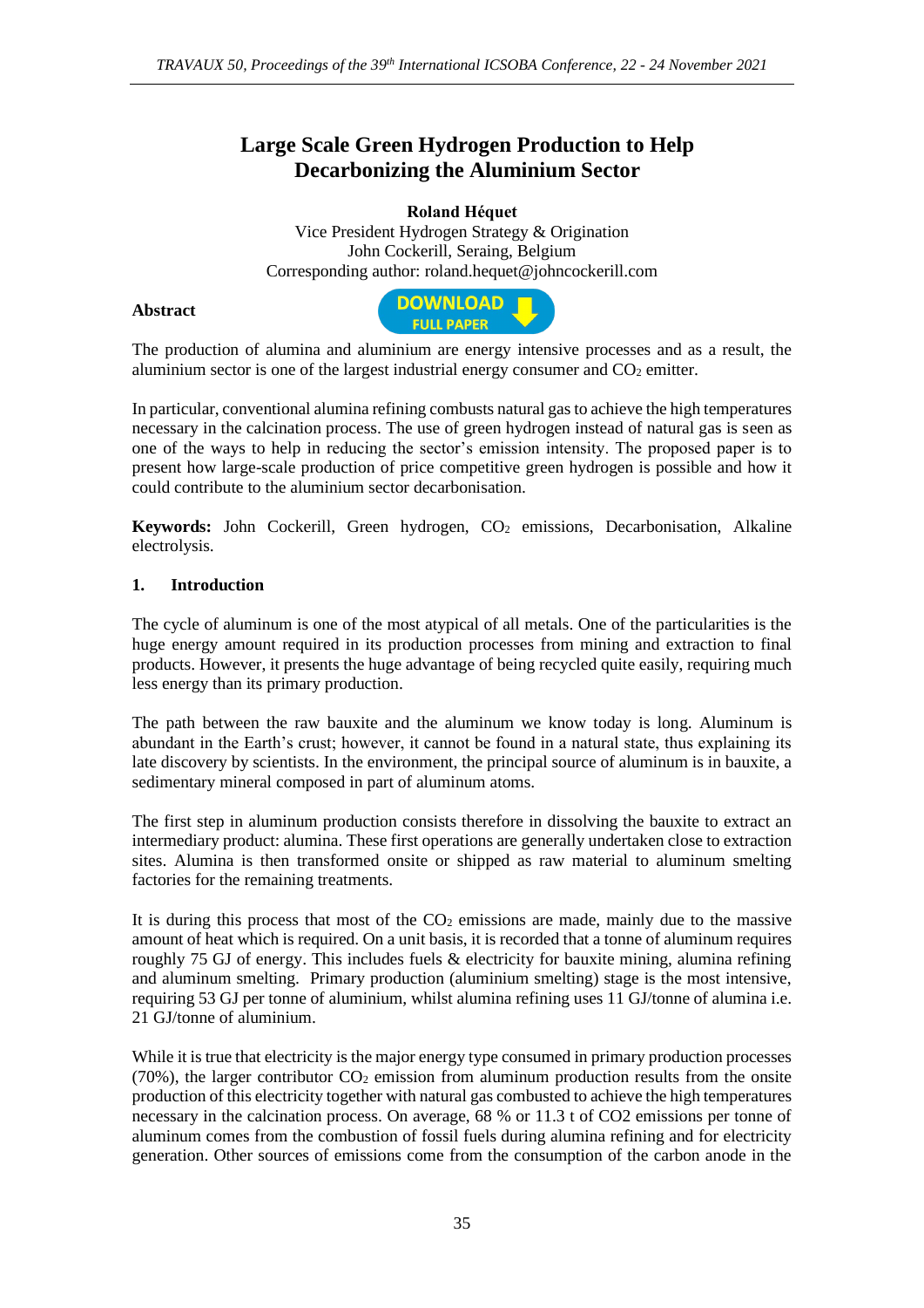# Large Scale Green Hydrogen Production to Help Decarbonizing the Aluminium Sector

**Roland Héquet**

Vice President Hydrogen Strategy & Origination
John Cockerill, Seraing, Belgium
Corresponding author: roland.hequet@johncockerill.com

**Abstract**

The production of alumina and aluminium are energy intensive processes and as a result, the aluminium sector is one of the largest industrial energy consumer and $CO_2$ emitter.

In particular, conventional alumina refining combusts natural gas to achieve the high temperatures necessary in the calcination process. The use of green hydrogen instead of natural gas is seen as one of the ways to help in reducing the sector's emission intensity. The proposed paper is to present how large-scale production of price competitive green hydrogen is possible and how it could contribute to the aluminium sector decarbonisation.

**Keywords:** John Cockerill, Green hydrogen, $CO_2$ emissions, Decarbonisation, Alkaline electrolysis.

## 1. Introduction

The cycle of aluminum is one of the most atypical of all metals. One of the particularities is the huge energy amount required in its production processes from mining and extraction to final products. However, it presents the huge advantage of being recycled quite easily, requiring much less energy than its primary production.

The path between the raw bauxite and the aluminum we know today is long. Aluminum is abundant in the Earth's crust; however, it cannot be found in a natural state, thus explaining its late discovery by scientists. In the environment, the principal source of aluminum is in bauxite, a sedimentary mineral composed in part of aluminum atoms.

The first step in aluminum production consists therefore in dissolving the bauxite to extract an intermediary product: alumina. These first operations are generally undertaken close to extraction sites. Alumina is then transformed onsite or shipped as raw material to aluminum smelting factories for the remaining treatments.

It is during this process that most of the $CO_2$ emissions are made, mainly due to the massive amount of heat which is required. On a unit basis, it is recorded that a tonne of aluminum requires roughly 75 GJ of energy. This includes fuels & electricity for bauxite mining, alumina refining and aluminum smelting. Primary production (aluminium smelting) stage is the most intensive, requiring 53 GJ per tonne of aluminium, whilst alumina refining uses 11 GJ/tonne of alumina i.e. 21 GJ/tonne of aluminium.

While it is true that electricity is the major energy type consumed in primary production processes (70%), the larger contributor $CO_2$ emission from aluminum production results from the onsite production of this electricity together with natural gas combusted to achieve the high temperatures necessary in the calcination process. On average, 68 % or 11.3 t of $CO_2$ emissions per tonne of aluminum comes from the combustion of fossil fuels during alumina refining and for electricity generation. Other sources of emissions come from the consumption of the carbon anode in the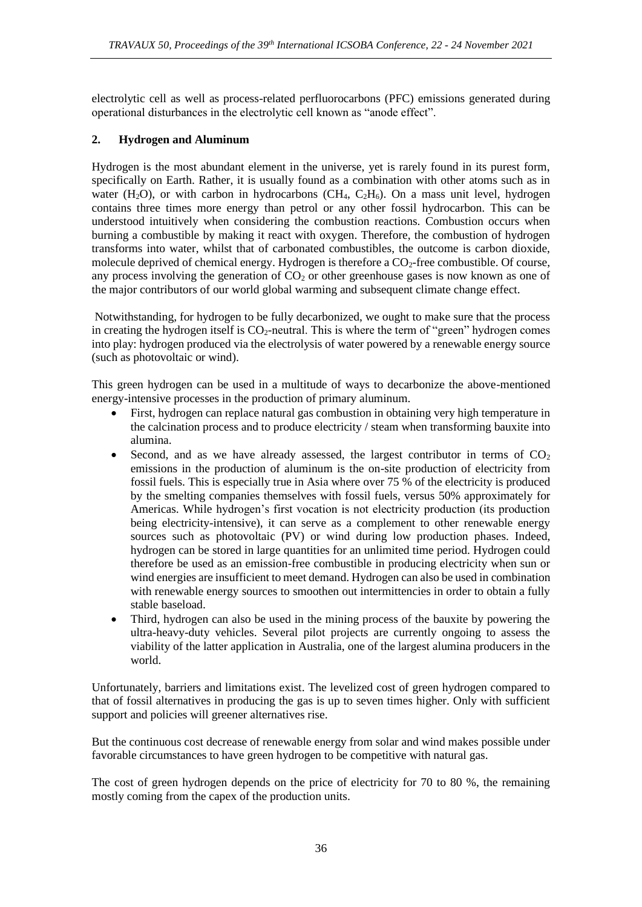electrolytic cell as well as process-related perfluorocarbons (PFC) emissions generated during operational disturbances in the electrolytic cell known as "anode effect".

## 2. Hydrogen and Aluminum

Hydrogen is the most abundant element in the universe, yet is rarely found in its purest form, specifically on Earth. Rather, it is usually found as a combination with other atoms such as in water ($H_2O$), or with carbon in hydrocarbons ($CH_4$, $C_2H_6$). On a mass unit level, hydrogen contains three times more energy than petrol or any other fossil hydrocarbon. This can be understood intuitively when considering the combustion reactions. Combustion occurs when burning a combustible by making it react with oxygen. Therefore, the combustion of hydrogen transforms into water, whilst that of carbonated combustibles, the outcome is carbon dioxide, molecule deprived of chemical energy. Hydrogen is therefore a $CO_2$-free combustible. Of course, any process involving the generation of $CO_2$ or other greenhouse gases is now known as one of the major contributors of our world global warming and subsequent climate change effect.

Notwithstanding, for hydrogen to be fully decarbonized, we ought to make sure that the process in creating the hydrogen itself is $CO_2$-neutral. This is where the term of "green" hydrogen comes into play: hydrogen produced via the electrolysis of water powered by a renewable energy source (such as photovoltaic or wind).

This green hydrogen can be used in a multitude of ways to decarbonize the above-mentioned energy-intensive processes in the production of primary aluminum.

- First, hydrogen can replace natural gas combustion in obtaining very high temperature in the calcination process and to produce electricity / steam when transforming bauxite into alumina.
- Second, and as we have already assessed, the largest contributor in terms of $CO_2$ emissions in the production of aluminum is the on-site production of electricity from fossil fuels. This is especially true in Asia where over 75 % of the electricity is produced by the smelting companies themselves with fossil fuels, versus 50% approximately for Americas. While hydrogen's first vocation is not electricity production (its production being electricity-intensive), it can serve as a complement to other renewable energy sources such as photovoltaic (PV) or wind during low production phases. Indeed, hydrogen can be stored in large quantities for an unlimited time period. Hydrogen could therefore be used as an emission-free combustible in producing electricity when sun or wind energies are insufficient to meet demand. Hydrogen can also be used in combination with renewable energy sources to smoothen out intermittencies in order to obtain a fully stable baseload.
- Third, hydrogen can also be used in the mining process of the bauxite by powering the ultra-heavy-duty vehicles. Several pilot projects are currently ongoing to assess the viability of the latter application in Australia, one of the largest alumina producers in the world.

Unfortunately, barriers and limitations exist. The levelized cost of green hydrogen compared to that of fossil alternatives in producing the gas is up to seven times higher. Only with sufficient support and policies will greener alternatives rise.

But the continuous cost decrease of renewable energy from solar and wind makes possible under favorable circumstances to have green hydrogen to be competitive with natural gas.

The cost of green hydrogen depends on the price of electricity for 70 to 80 %, the remaining mostly coming from the capex of the production units.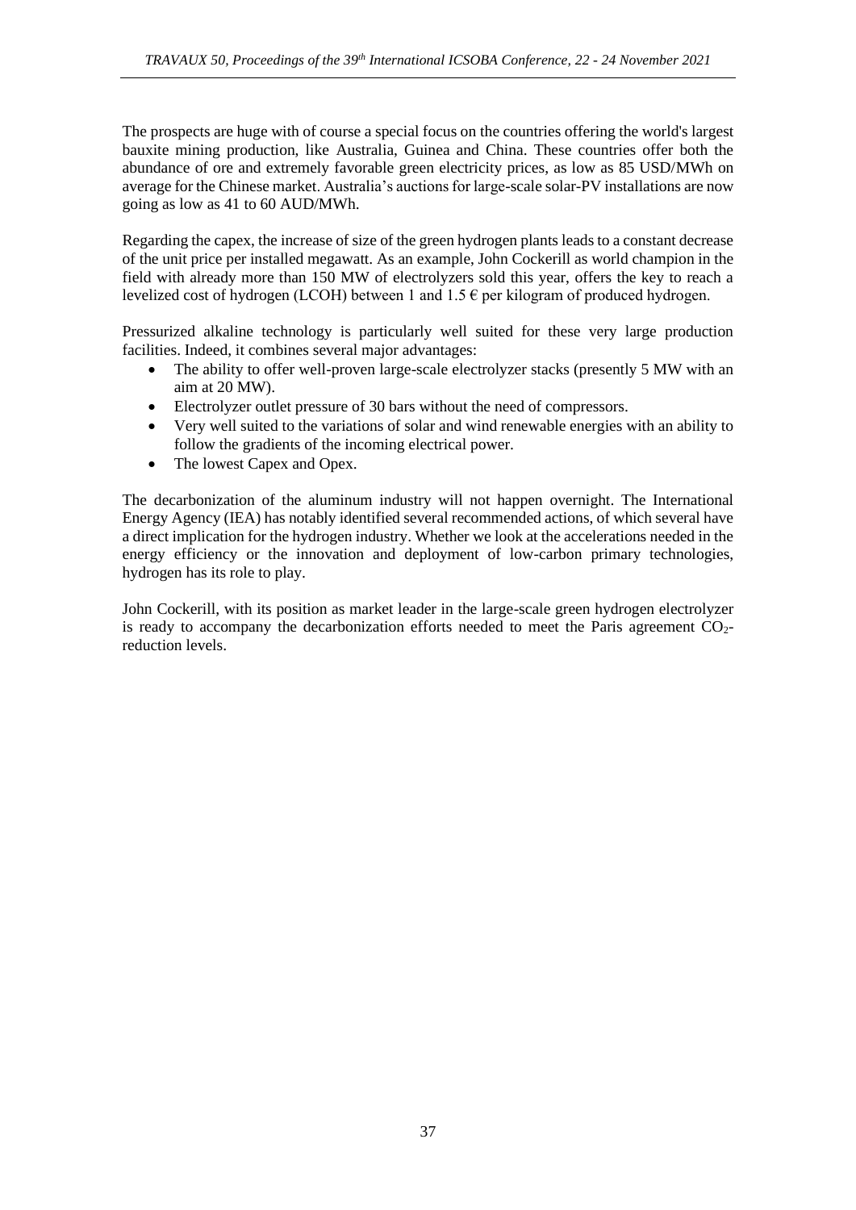The prospects are huge with of course a special focus on the countries offering the world's largest bauxite mining production, like Australia, Guinea and China. These countries offer both the abundance of ore and extremely favorable green electricity prices, as low as 85 USD/MWh on average for the Chinese market. Australia's auctions for large-scale solar-PV installations are now going as low as 41 to 60 AUD/MWh.

Regarding the capex, the increase of size of the green hydrogen plants leads to a constant decrease of the unit price per installed megawatt. As an example, John Cockerill as world champion in the field with already more than 150 MW of electrolyzers sold this year, offers the key to reach a levelized cost of hydrogen (LCOH) between 1 and 1.5 € per kilogram of produced hydrogen.

Pressurized alkaline technology is particularly well suited for these very large production facilities. Indeed, it combines several major advantages:

- The ability to offer well-proven large-scale electrolyzer stacks (presently 5 MW with an aim at 20 MW).
- Electrolyzer outlet pressure of 30 bars without the need of compressors.
- Very well suited to the variations of solar and wind renewable energies with an ability to follow the gradients of the incoming electrical power.
- The lowest Capex and Opex.

The decarbonization of the aluminum industry will not happen overnight. The International Energy Agency (IEA) has notably identified several recommended actions, of which several have a direct implication for the hydrogen industry. Whether we look at the accelerations needed in the energy efficiency or the innovation and deployment of low-carbon primary technologies, hydrogen has its role to play.

John Cockerill, with its position as market leader in the large-scale green hydrogen electrolyzer is ready to accompany the decarbonization efforts needed to meet the Paris agreement $CO_2$-reduction levels.